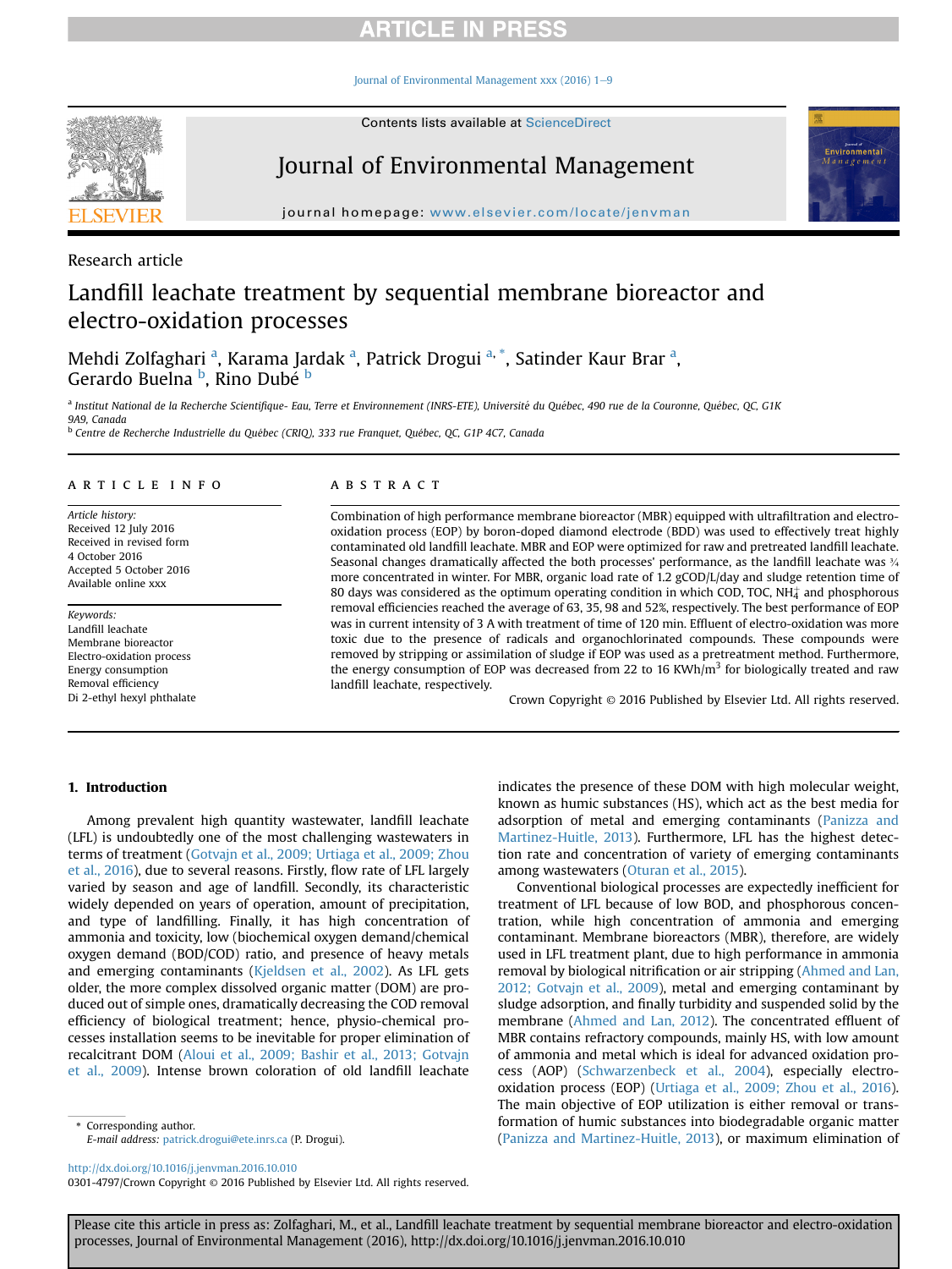Research article

# Landfill leachate treatment by sequential membrane bioreactor and electro-oxidation processes

Mehdi Zolfaghari [a], Karama Jardak [a], Patrick Drogui [a, *], Satinder Kaur Brar [a], Gerardo Buelna [b], Rino Dubé [b]

[a] Institut National de la Recherche Scientifique- Eau, Terre et Environnement (INRS-ETE), Université du Québec, 490 rue de la Couronne, Québec, QC, G1K 9A9, Canada

[b] Centre de Recherche Industrielle du Québec (CRIQ), 333 rue Franquet, Québec, QC, G1P 4C7, Canada

## ARTICLE INFO

*Article history:*
Received 12 July 2016
Received in revised form
4 October 2016
Accepted 5 October 2016
Available online xxx

*Keywords:*
Landfill leachate
Membrane bioreactor
Electro-oxidation process
Energy consumption
Removal efficiency
Di 2-ethyl hexyl phthalate

## ABSTRACT

Combination of high performance membrane bioreactor (MBR) equipped with ultrafiltration and electro-oxidation process (EOP) by boron-doped diamond electrode (BDD) was used to effectively treat highly contaminated old landfill leachate. MBR and EOP were optimized for raw and pretreated landfill leachate. Seasonal changes dramatically affected the both processes' performance, as the landfill leachate was ¾ more concentrated in winter. For MBR, organic load rate of 1.2 gCOD/L/day and sludge retention time of 80 days was considered as the optimum operating condition in which COD, TOC, $NH_4^+$ and phosphorous removal efficiencies reached the average of 63, 35, 98 and 52%, respectively. The best performance of EOP was in current intensity of 3 A with treatment of time of 120 min. Effluent of electro-oxidation was more toxic due to the presence of radicals and organochlorinated compounds. These compounds were removed by stripping or assimilation of sludge if EOP was used as a pretreatment method. Furthermore, the energy consumption of EOP was decreased from 22 to 16 $KWh/m^3$ for biologically treated and raw landfill leachate, respectively.

Crown Copyright © 2016 Published by Elsevier Ltd. All rights reserved.

## 1. Introduction

Among prevalent high quantity wastewater, landfill leachate (LFL) is undoubtedly one of the most challenging wastewaters in terms of treatment (Gotvajn et al., 2009; Urtiaga et al., 2009; Zhou et al., 2016), due to several reasons. Firstly, flow rate of LFL largely varied by season and age of landfill. Secondly, its characteristic widely depended on years of operation, amount of precipitation, and type of landfilling. Finally, it has high concentration of ammonia and toxicity, low (biochemical oxygen demand/chemical oxygen demand (BOD/COD) ratio, and presence of heavy metals and emerging contaminants (Kjeldsen et al., 2002). As LFL gets older, the more complex dissolved organic matter (DOM) are produced out of simple ones, dramatically decreasing the COD removal efficiency of biological treatment; hence, physio-chemical processes installation seems to be inevitable for proper elimination of recalcitrant DOM (Aloui et al., 2009; Bashir et al., 2013; Gotvajn et al., 2009). Intense brown coloration of old landfill leachate indicates the presence of these DOM with high molecular weight, known as humic substances (HS), which act as the best media for adsorption of metal and emerging contaminants (Panizza and Martinez-Huitle, 2013). Furthermore, LFL has the highest detection rate and concentration of variety of emerging contaminants among wastewaters (Oturan et al., 2015).

Conventional biological processes are expectedly inefficient for treatment of LFL because of low BOD, and phosphorous concentration, while high concentration of ammonia and emerging contaminant. Membrane bioreactors (MBR), therefore, are widely used in LFL treatment plant, due to high performance in ammonia removal by biological nitrification or air stripping (Ahmed and Lan, 2012; Gotvajn et al., 2009), metal and emerging contaminant by sludge adsorption, and finally turbidity and suspended solid by the membrane (Ahmed and Lan, 2012). The concentrated effluent of MBR contains refractory compounds, mainly HS, with low amount of ammonia and metal which is ideal for advanced oxidation process (AOP) (Schwarzenbeck et al., 2004), especially electro-oxidation process (EOP) (Urtiaga et al., 2009; Zhou et al., 2016). The main objective of EOP utilization is either removal or transformation of humic substances into biodegradable organic matter (Panizza and Martinez-Huitle, 2013), or maximum elimination of

\* Corresponding author.
*E-mail address:* patrick.drogui@ete.inrs.ca (P. Drogui).

http://dx.doi.org/10.1016/j.jenvman.2016.10.010
0301-4797/Crown Copyright © 2016 Published by Elsevier Ltd. All rights reserved.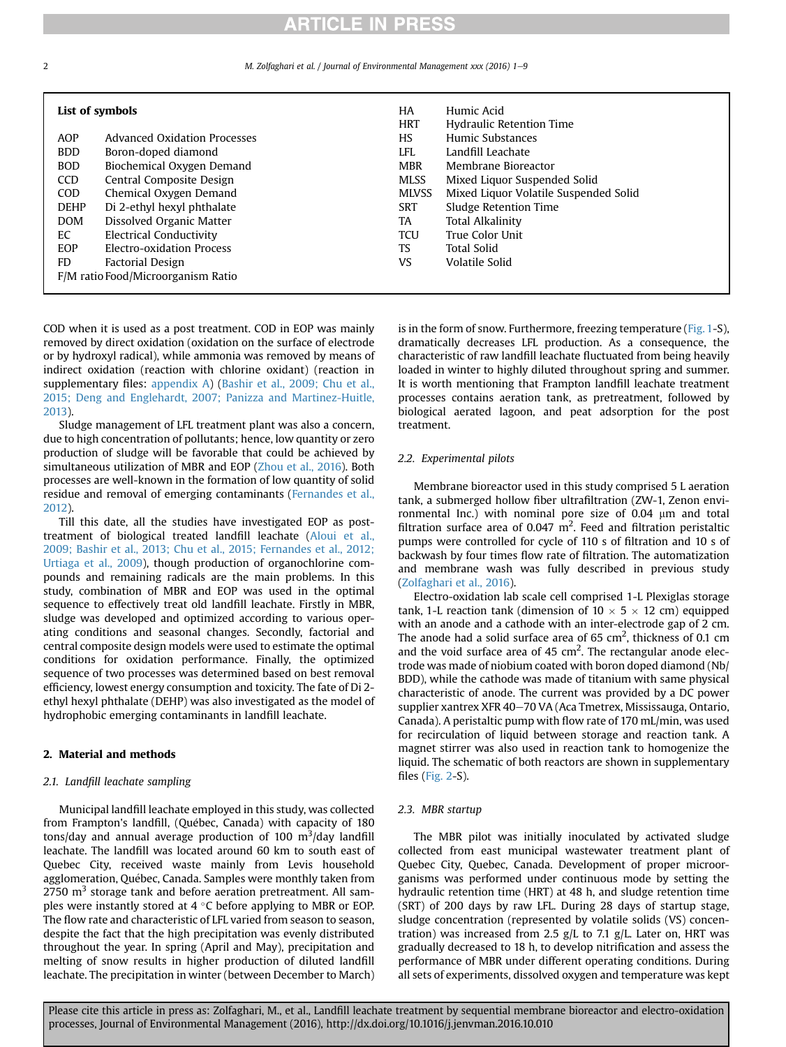**List of symbols**

| | |
|---|---|
| AOP | Advanced Oxidation Processes |
| BDD | Boron-doped diamond |
| BOD | Biochemical Oxygen Demand |
| CCD | Central Composite Design |
| COD | Chemical Oxygen Demand |
| DEHP | Di 2-ethyl hexyl phthalate |
| DOM | Dissolved Organic Matter |
| EC | Electrical Conductivity |
| EOP | Electro-oxidation Process |
| FD | Factorial Design |
| F/M ratio | Food/Microorganism Ratio |
| HA | Humic Acid |
| HRT | Hydraulic Retention Time |
| HS | Humic Substances |
| LFL | Landfill Leachate |
| MBR | Membrane Bioreactor |
| MLSS | Mixed Liquor Suspended Solid |
| MLVSS | Mixed Liquor Volatile Suspended Solid |
| SRT | Sludge Retention Time |
| TA | Total Alkalinity |
| TCU | True Color Unit |
| TS | Total Solid |
| VS | Volatile Solid |

COD when it is used as a post treatment. COD in EOP was mainly removed by direct oxidation (oxidation on the surface of electrode or by hydroxyl radical), while ammonia was removed by means of indirect oxidation (reaction with chlorine oxidant) (reaction in supplementary files: appendix A) (Bashir et al., 2009; Chu et al., 2015; Deng and Englehardt, 2007; Panizza and Martinez-Huitle, 2013).

Sludge management of LFL treatment plant was also a concern, due to high concentration of pollutants; hence, low quantity or zero production of sludge will be favorable that could be achieved by simultaneous utilization of MBR and EOP (Zhou et al., 2016). Both processes are well-known in the formation of low quantity of solid residue and removal of emerging contaminants (Fernandes et al., 2012).

Till this date, all the studies have investigated EOP as post-treatment of biological treated landfill leachate (Aloui et al., 2009; Bashir et al., 2013; Chu et al., 2015; Fernandes et al., 2012; Urtiaga et al., 2009), though production of organochlorine compounds and remaining radicals are the main problems. In this study, combination of MBR and EOP was used in the optimal sequence to effectively treat old landfill leachate. Firstly in MBR, sludge was developed and optimized according to various operating conditions and seasonal changes. Secondly, factorial and central composite design models were used to estimate the optimal conditions for oxidation performance. Finally, the optimized sequence of two processes was determined based on best removal efficiency, lowest energy consumption and toxicity. The fate of Di 2-ethyl hexyl phthalate (DEHP) was also investigated as the model of hydrophobic emerging contaminants in landfill leachate.

## 2. Material and methods

### 2.1. Landfill leachate sampling

Municipal landfill leachate employed in this study, was collected from Frampton's landfill, (Québec, Canada) with capacity of 180 tons/day and annual average production of 100 $m^3$/day landfill leachate. The landfill was located around 60 km to south east of Quebec City, received waste mainly from Levis household agglomeration, Québec, Canada. Samples were monthly taken from 2750 $m^3$ storage tank and before aeration pretreatment. All samples were instantly stored at 4 °C before applying to MBR or EOP. The flow rate and characteristic of LFL varied from season to season, despite the fact that the high precipitation was evenly distributed throughout the year. In spring (April and May), precipitation and melting of snow results in higher production of diluted landfill leachate. The precipitation in winter (between December to March) is in the form of snow. Furthermore, freezing temperature (Fig. 1-S), dramatically decreases LFL production. As a consequence, the characteristic of raw landfill leachate fluctuated from being heavily loaded in winter to highly diluted throughout spring and summer. It is worth mentioning that Frampton landfill leachate treatment processes contains aeration tank, as pretreatment, followed by biological aerated lagoon, and peat adsorption for the post treatment.

### 2.2. Experimental pilots

Membrane bioreactor used in this study comprised 5 L aeration tank, a submerged hollow fiber ultrafiltration (ZW-1, Zenon environmental Inc.) with nominal pore size of 0.04 μm and total filtration surface area of 0.047 $m^2$. Feed and filtration peristaltic pumps were controlled for cycle of 110 s of filtration and 10 s of backwash by four times flow rate of filtration. The automatization and membrane wash was fully described in previous study (Zolfaghari et al., 2016).

Electro-oxidation lab scale cell comprised 1-L Plexiglas storage tank, 1-L reaction tank (dimension of 10 × 5 × 12 cm) equipped with an anode and a cathode with an inter-electrode gap of 2 cm. The anode had a solid surface area of 65 $cm^2$, thickness of 0.1 cm and the void surface area of 45 $cm^2$. The rectangular anode electrode was made of niobium coated with boron doped diamond (Nb/BDD), while the cathode was made of titanium with same physical characteristic of anode. The current was provided by a DC power supplier xantrex XFR 40–70 VA (Aca Tmetrex, Mississauga, Ontario, Canada). A peristaltic pump with flow rate of 170 mL/min, was used for recirculation of liquid between storage and reaction tank. A magnet stirrer was also used in reaction tank to homogenize the liquid. The schematic of both reactors are shown in supplementary files (Fig. 2-S).

### 2.3. MBR startup

The MBR pilot was initially inoculated by activated sludge collected from east municipal wastewater treatment plant of Quebec City, Quebec, Canada. Development of proper microorganisms was performed under continuous mode by setting the hydraulic retention time (HRT) at 48 h, and sludge retention time (SRT) of 200 days by raw LFL. During 28 days of startup stage, sludge concentration (represented by volatile solids (VS) concentration) was increased from 2.5 g/L to 7.1 g/L. Later on, HRT was gradually decreased to 18 h, to develop nitrification and assess the performance of MBR under different operating conditions. During all sets of experiments, dissolved oxygen and temperature was kept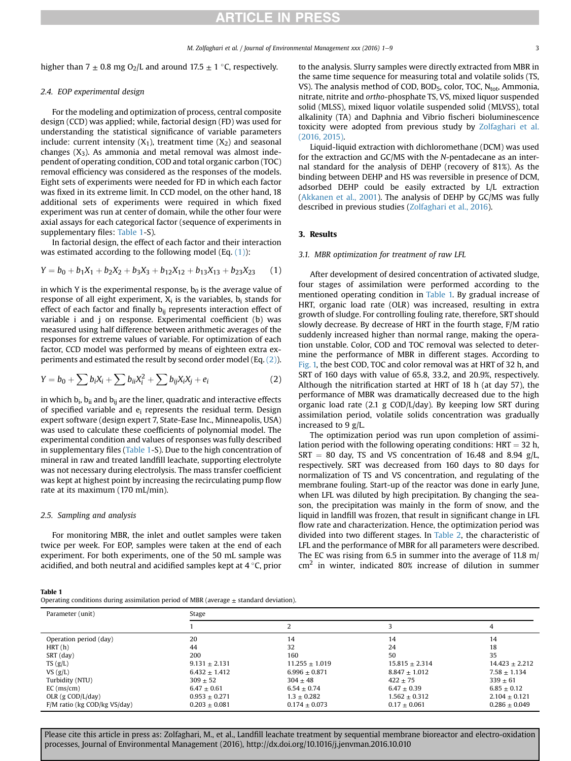higher than 7 ± 0.8 mg $O_2$/L and around 17.5 ± 1 °C, respectively.

### 2.4. EOP experimental design

For the modeling and optimization of process, central composite design (CCD) was applied; while, factorial design (FD) was used for understanding the statistical significance of variable parameters include: current intensity ($X_1$), treatment time ($X_2$) and seasonal changes ($X_3$). As ammonia and metal removal was almost independent of operating condition, COD and total organic carbon (TOC) removal efficiency was considered as the responses of the models. Eight sets of experiments were needed for FD in which each factor was fixed in its extreme limit. In CCD model, on the other hand, 18 additional sets of experiments were required in which fixed experiment was run at center of domain, while the other four were axial assays for each categorical factor (sequence of experiments in supplementary files: Table 1-S).

In factorial design, the effect of each factor and their interaction was estimated according to the following model (Eq. (1)):

$$Y = b_0 + b_1X_1 + b_2X_2 + b_3X_3 + b_{12}X_{12} + b_{13}X_{13} + b_{23}X_{23} \quad (1)$$

in which Y is the experimental response, $b_0$ is the average value of response of all eight experiment, $X_i$ is the variables, $b_i$ stands for effect of each factor and finally $b_{ij}$ represents interaction effect of variable i and j on response. Experimental coefficient (b) was measured using half difference between arithmetic averages of the responses for extreme values of variable. For optimization of each factor, CCD model was performed by means of eighteen extra experiments and estimated the result by second order model (Eq. (2)).

$$Y = b_0 + \sum b_iX_i + \sum b_{ii}X_i^2 + \sum b_{ij}X_iX_j + e_i \quad (2)$$

in which $b_i$, $b_{ii}$ and $b_{ij}$ are the liner, quadratic and interactive effects of specified variable and $e_i$ represents the residual term. Design expert software (design expert 7, State-Ease Inc., Minneapolis, USA) was used to calculate these coefficients of polynomial model. The experimental condition and values of responses was fully described in supplementary files (Table 1-S). Due to the high concentration of mineral in raw and treated landfill leachate, supporting electrolyte was not necessary during electrolysis. The mass transfer coefficient was kept at highest point by increasing the recirculating pump flow rate at its maximum (170 mL/min).

### 2.5. Sampling and analysis

For monitoring MBR, the inlet and outlet samples were taken twice per week. For EOP, samples were taken at the end of each experiment. For both experiments, one of the 50 mL sample was acidified, and both neutral and acidified samples kept at 4 °C, prior to the analysis. Slurry samples were directly extracted from MBR in the same time sequence for measuring total and volatile solids (TS, VS). The analysis method of COD, $BOD_5$, color, TOC, $N_{tot}$, Ammonia, nitrate, nitrite and *ortho*-phosphate TS, VS, mixed liquor suspended solid (MLSS), mixed liquor volatile suspended solid (MLVSS), total alkalinity (TA) and Daphnia and Vibrio fischeri bioluminescence toxicity were adopted from previous study by Zolfaghari et al. (2016, 2015).

Liquid-liquid extraction with dichloromethane (DCM) was used for the extraction and GC/MS with the *N*-pentadecane as an internal standard for the analysis of DEHP (recovery of 81%). As the binding between DEHP and HS was reversible in presence of DCM, adsorbed DEHP could be easily extracted by L/L extraction (Akkanen et al., 2001). The analysis of DEHP by GC/MS was fully described in previous studies (Zolfaghari et al., 2016).

## 3. Results

### 3.1. MBR optimization for treatment of raw LFL

After development of desired concentration of activated sludge, four stages of assimilation were performed according to the mentioned operating condition in Table 1. By gradual increase of HRT, organic load rate (OLR) was increased, resulting in extra growth of sludge. For controlling fouling rate, therefore, SRT should slowly decrease. By decrease of HRT in the fourth stage, F/M ratio suddenly increased higher than normal range, making the operation unstable. Color, COD and TOC removal was selected to determine the performance of MBR in different stages. According to Fig. 1, the best COD, TOC and color removal was at HRT of 32 h, and SRT of 160 days with value of 65.8, 33.2, and 20.9%, respectively. Although the nitrification started at HRT of 18 h (at day 57), the performance of MBR was dramatically decreased due to the high organic load rate (2.1 g COD/L/day). By keeping low SRT during assimilation period, volatile solids concentration was gradually increased to 9 g/L.

The optimization period was run upon completion of assimilation period with the following operating conditions: HRT = 32 h, SRT = 80 day, TS and VS concentration of 16.48 and 8.94 g/L, respectively. SRT was decreased from 160 days to 80 days for normalization of TS and VS concentration, and regulating of the membrane fouling. Start-up of the reactor was done in early June, when LFL was diluted by high precipitation. By changing the season, the precipitation was mainly in the form of snow, and the liquid in landfill was frozen, that result in significant change in LFL flow rate and characterization. Hence, the optimization period was divided into two different stages. In Table 2, the characteristic of LFL and the performance of MBR for all parameters were described. The EC was rising from 6.5 in summer into the average of 11.8 m/$cm^2$ in winter, indicated 80% increase of dilution in summer

**Table 1**
Operating conditions during assimilation period of MBR (average ± standard deviation).

| Parameter (unit) | Stage | | | |
|---|---|---|---|---|
| | 1 | 2 | 3 | 4 |
| Operation period (day) | 20 | 14 | 14 | 14 |
| HRT (h) | 44 | 32 | 24 | 18 |
| SRT (day) | 200 | 160 | 50 | 35 |
| TS (g/L) | 9.131 ± 2.131 | 11.255 ± 1.019 | 15.815 ± 2.314 | 14.423 ± 2.212 |
| VS (g/L) | 6.432 ± 1.412 | 6.996 ± 0.871 | 8.847 ± 1.012 | 7.58 ± 1.134 |
| Turbidity (NTU) | 309 ± 52 | 304 ± 48 | 422 ± 75 | 339 ± 61 |
| EC (ms/cm) | 6.47 ± 0.61 | 6.54 ± 0.74 | 6.47 ± 0.39 | 6.85 ± 0.12 |
| OLR (g COD/L/day) | 0.953 ± 0.271 | 1.3 ± 0.282 | 1.562 ± 0.312 | 2.104 ± 0.121 |
| F/M ratio (kg COD/kg VS/day) | 0.203 ± 0.081 | 0.174 ± 0.073 | 0.17 ± 0.061 | 0.286 ± 0.049 |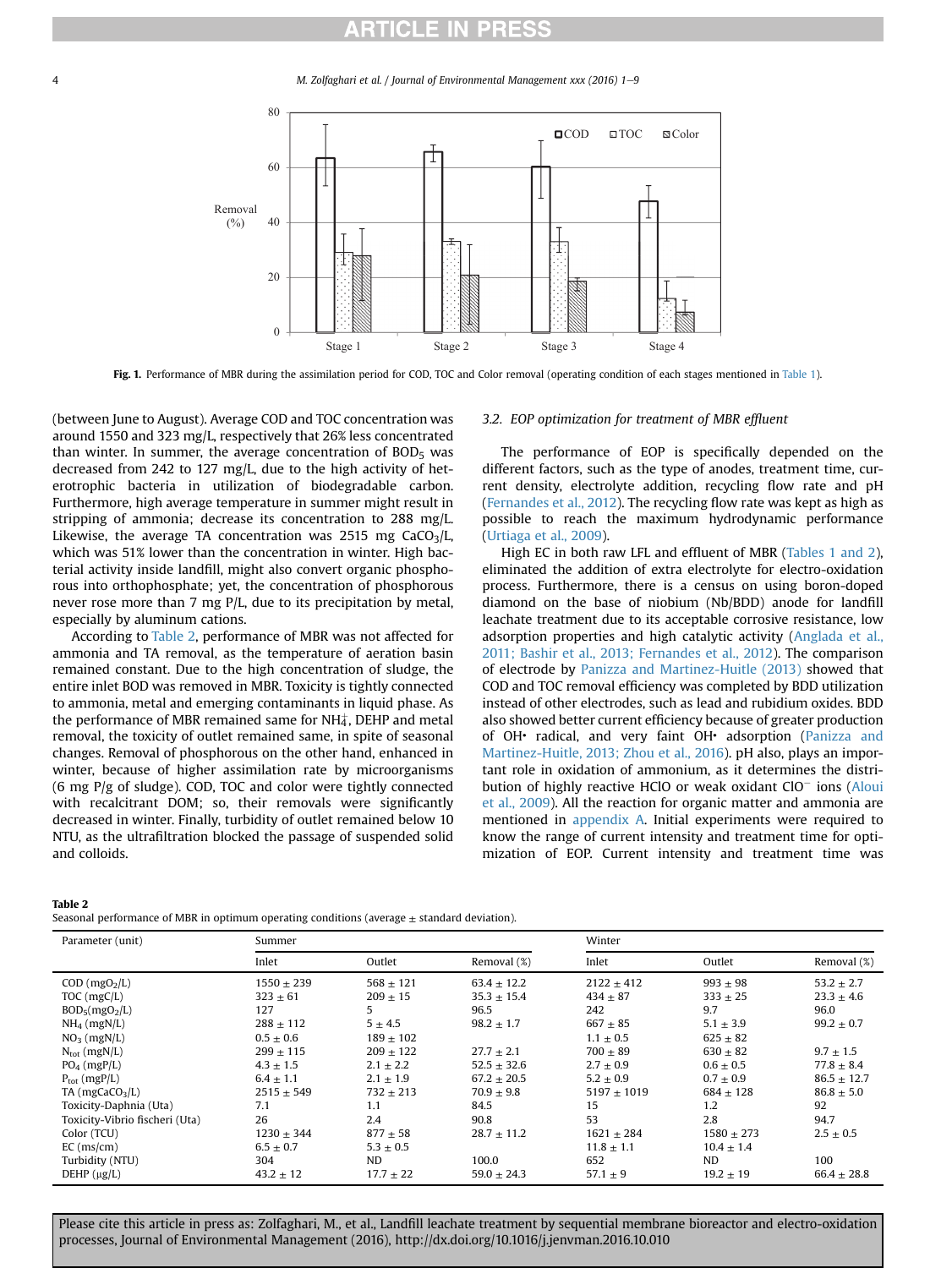Fig. 1. Performance of MBR during the assimilation period for COD, TOC and Color removal (operating condition of each stages mentioned in Table 1).

(between June to August). Average COD and TOC concentration was around 1550 and 323 mg/L, respectively that 26% less concentrated than winter. In summer, the average concentration of $BOD_5$ was decreased from 242 to 127 mg/L, due to the high activity of heterotrophic bacteria in utilization of biodegradable carbon. Furthermore, high average temperature in summer might result in stripping of ammonia; decrease its concentration to 288 mg/L. Likewise, the average TA concentration was 2515 mg $CaCO_3$/L, which was 51% lower than the concentration in winter. High bacterial activity inside landfill, might also convert organic phosphorous into orthophosphate; yet, the concentration of phosphorous never rose more than 7 mg P/L, due to its precipitation by metal, especially by aluminum cations.

According to Table 2, performance of MBR was not affected for ammonia and TA removal, as the temperature of aeration basin remained constant. Due to the high concentration of sludge, the entire inlet BOD was removed in MBR. Toxicity is tightly connected to ammonia, metal and emerging contaminants in liquid phase. As the performance of MBR remained same for $NH_4^+$, DEHP and metal removal, the toxicity of outlet remained same, in spite of seasonal changes. Removal of phosphorous on the other hand, enhanced in winter, because of higher assimilation rate by microorganisms (6 mg P/g of sludge). COD, TOC and color were tightly connected with recalcitrant DOM; so, their removals were significantly decreased in winter. Finally, turbidity of outlet remained below 10 NTU, as the ultrafiltration blocked the passage of suspended solid and colloids.

### 3.2. EOP optimization for treatment of MBR effluent

The performance of EOP is specifically depended on the different factors, such as the type of anodes, treatment time, current density, electrolyte addition, recycling flow rate and pH (Fernandes et al., 2012). The recycling flow rate was kept as high as possible to reach the maximum hydrodynamic performance (Urtiaga et al., 2009).

High EC in both raw LFL and effluent of MBR (Tables 1 and 2), eliminated the addition of extra electrolyte for electro-oxidation process. Furthermore, there is a census on using boron-doped diamond on the base of niobium (Nb/BDD) anode for landfill leachate treatment due to its acceptable corrosive resistance, low adsorption properties and high catalytic activity (Anglada et al., 2011; Bashir et al., 2013; Fernandes et al., 2012). The comparison of electrode by Panizza and Martinez-Huitle (2013) showed that COD and TOC removal efficiency was completed by BDD utilization instead of other electrodes, such as lead and rubidium oxides. BDD also showed better current efficiency because of greater production of OH• radical, and very faint OH• adsorption (Panizza and Martinez-Huitle, 2013; Zhou et al., 2016). pH also, plays an important role in oxidation of ammonium, as it determines the distribution of highly reactive HClO or weak oxidant $ClO^-$ ions (Aloui et al., 2009). All the reaction for organic matter and ammonia are mentioned in appendix A. Initial experiments were required to know the range of current intensity and treatment time for optimization of EOP. Current intensity and treatment time was

**Table 2**
Seasonal performance of MBR in optimum operating conditions (average ± standard deviation).

| Parameter (unit) | Summer | | | Winter | | |
|---|---|---|---|---|---|---|
| | Inlet | Outlet | Removal (%) | Inlet | Outlet | Removal (%) |
| COD ($mgO_2$/L) | 1550 ± 239 | 568 ± 121 | 63.4 ± 12.2 | 2122 ± 412 | 993 ± 98 | 53.2 ± 2.7 |
| TOC (mgC/L) | 323 ± 61 | 209 ± 15 | 35.3 ± 15.4 | 434 ± 87 | 333 ± 25 | 23.3 ± 4.6 |
| $BOD_5$($mgO_2$/L) | 127 | 5 | 96.5 | 242 | 9.7 | 96.0 |
| $NH_4$ (mgN/L) | 288 ± 112 | 5 ± 4.5 | 98.2 ± 1.7 | 667 ± 85 | 5.1 ± 3.9 | 99.2 ± 0.7 |
| $NO_3$ (mgN/L) | 0.5 ± 0.6 | 189 ± 102 | | 1.1 ± 0.5 | 625 ± 82 | |
| $N_{tot}$ (mgN/L) | 299 ± 115 | 209 ± 122 | 27.7 ± 2.1 | 700 ± 89 | 630 ± 82 | 9.7 ± 1.5 |
| $PO_4$ (mgP/L) | 4.3 ± 1.5 | 2.1 ± 2.2 | 52.5 ± 32.6 | 2.7 ± 0.9 | 0.6 ± 0.5 | 77.8 ± 8.4 |
| $P_{tot}$ (mgP/L) | 6.4 ± 1.1 | 2.1 ± 1.9 | 67.2 ± 20.5 | 5.2 ± 0.9 | 0.7 ± 0.9 | 86.5 ± 12.7 |
| TA ($mgCaCO_3$/L) | 2515 ± 549 | 732 ± 213 | 70.9 ± 9.8 | 5197 ± 1019 | 684 ± 128 | 86.8 ± 5.0 |
| Toxicity-Daphnia (Uta) | 7.1 | 1.1 | 84.5 | 15 | 1.2 | 92 |
| Toxicity-Vibrio fischeri (Uta) | 26 | 2.4 | 90.8 | 53 | 2.8 | 94.7 |
| Color (TCU) | 1230 ± 344 | 877 ± 58 | 28.7 ± 11.2 | 1621 ± 284 | 1580 ± 273 | 2.5 ± 0.5 |
| EC (ms/cm) | 6.5 ± 0.7 | 5.3 ± 0.5 | | 11.8 ± 1.1 | 10.4 ± 1.4 | |
| Turbidity (NTU) | 304 | ND | 100.0 | 652 | ND | 100 |
| DEHP (μg/L) | 43.2 ± 12 | 17.7 ± 22 | 59.0 ± 24.3 | 57.1 ± 9 | 19.2 ± 19 | 66.4 ± 28.8 |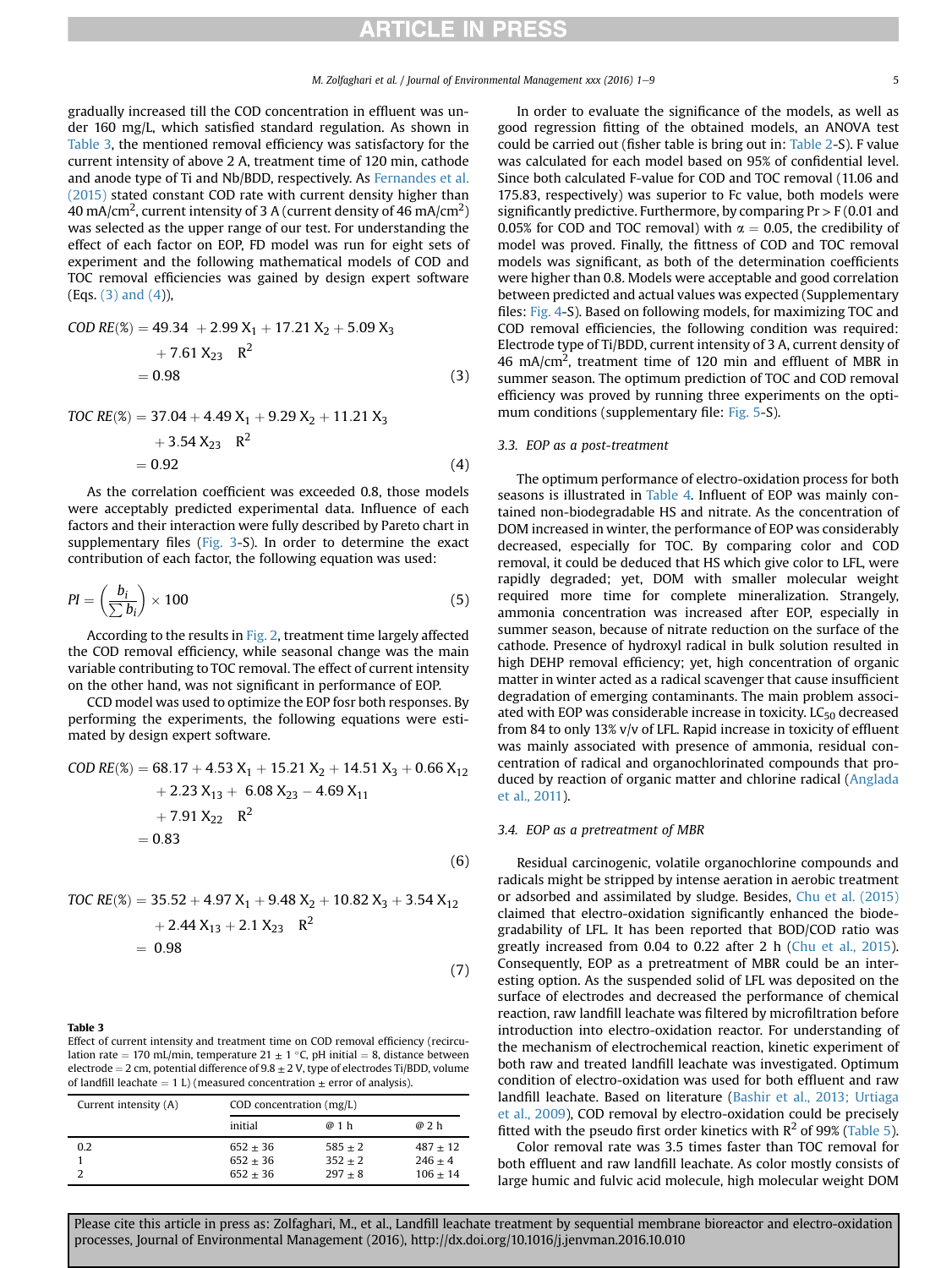gradually increased till the COD concentration in effluent was under 160 mg/L, which satisfied standard regulation. As shown in Table 3, the mentioned removal efficiency was satisfactory for the current intensity of above 2 A, treatment time of 120 min, cathode and anode type of Ti and Nb/BDD, respectively. As Fernandes et al. (2015) stated constant COD rate with current density higher than 40 mA/cm$^2$, current intensity of 3 A (current density of 46 mA/cm$^2$) was selected as the upper range of our test. For understanding the effect of each factor on EOP, FD model was run for eight sets of experiment and the following mathematical models of COD and TOC removal efficiencies was gained by design expert software (Eqs. (3) and (4)),

$$COD\ RE(\%) = 49.34 + 2.99\,X_1 + 17.21\,X_2 + 5.09\,X_3 + 7.61\,X_{23} \quad R^2 = 0.98 \tag{3}$$

$$TOC\ RE(\%) = 37.04 + 4.49\,X_1 + 9.29\,X_2 + 11.21\,X_3 + 3.54\,X_{23} \quad R^2 = 0.92 \tag{4}$$

As the correlation coefficient was exceeded 0.8, those models were acceptably predicted experimental data. Influence of each factors and their interaction were fully described by Pareto chart in supplementary files (Fig. 3-S). In order to determine the exact contribution of each factor, the following equation was used:

$$PI = \left(\frac{b_i}{\sum b_i}\right) \times 100 \tag{5}$$

According to the results in Fig. 2, treatment time largely affected the COD removal efficiency, while seasonal change was the main variable contributing to TOC removal. The effect of current intensity on the other hand, was not significant in performance of EOP.

CCD model was used to optimize the EOP fosr both responses. By performing the experiments, the following equations were estimated by design expert software.

$$COD\ RE(\%) = 68.17 + 4.53\,X_1 + 15.21\,X_2 + 14.51\,X_3 + 0.66\,X_{12} + 2.23\,X_{13} + 6.08\,X_{23} - 4.69\,X_{11} + 7.91\,X_{22} \quad R^2 = 0.83 \tag{6}$$

$$TOC\ RE(\%) = 35.52 + 4.97\,X_1 + 9.48\,X_2 + 10.82\,X_3 + 3.54\,X_{12} + 2.44\,X_{13} + 2.1\,X_{23} \quad R^2 = 0.98 \tag{7}$$

**Table 3**
Effect of current intensity and treatment time on COD removal efficiency (recirculation rate = 170 mL/min, temperature 21 ± 1 °C, pH initial = 8, distance between electrode = 2 cm, potential difference of 9.8 ± 2 V, type of electrodes Ti/BDD, volume of landfill leachate = 1 L) (measured concentration ± error of analysis).

| Current intensity (A) | COD concentration (mg/L) | | |
|---|---|---|---|
| | initial | @ 1 h | @ 2 h |
| 0.2 | 652 ± 36 | 585 ± 2 | 487 ± 12 |
| 1 | 652 ± 36 | 352 ± 2 | 246 ± 4 |
| 2 | 652 ± 36 | 297 ± 8 | 106 ± 14 |

In order to evaluate the significance of the models, as well as good regression fitting of the obtained models, an ANOVA test could be carried out (fisher table is bring out in: Table 2-S). F value was calculated for each model based on 95% of confidential level. Since both calculated F-value for COD and TOC removal (11.06 and 175.83, respectively) was superior to Fc value, both models were significantly predictive. Furthermore, by comparing Pr > F (0.01 and 0.05% for COD and TOC removal) with $\alpha = 0.05$, the credibility of model was proved. Finally, the fittness of COD and TOC removal models was significant, as both of the determination coefficients were higher than 0.8. Models were acceptable and good correlation between predicted and actual values was expected (Supplementary files: Fig. 4-S). Based on following models, for maximizing TOC and COD removal efficiencies, the following condition was required: Electrode type of Ti/BDD, current intensity of 3 A, current density of 46 mA/cm$^2$, treatment time of 120 min and effluent of MBR in summer season. The optimum prediction of TOC and COD removal efficiency was proved by running three experiments on the optimum conditions (supplementary file: Fig. 5-S).

### 3.3. EOP as a post-treatment

The optimum performance of electro-oxidation process for both seasons is illustrated in Table 4. Influent of EOP was mainly contained non-biodegradable HS and nitrate. As the concentration of DOM increased in winter, the performance of EOP was considerably decreased, especially for TOC. By comparing color and COD removal, it could be deduced that HS which give color to LFL, were rapidly degraded; yet, DOM with smaller molecular weight required more time for complete mineralization. Strangely, ammonia concentration was increased after EOP, especially in summer season, because of nitrate reduction on the surface of the cathode. Presence of hydroxyl radical in bulk solution resulted in high DEHP removal efficiency; yet, high concentration of organic matter in winter acted as a radical scavenger that cause insufficient degradation of emerging contaminants. The main problem associated with EOP was considerable increase in toxicity. $LC_{50}$ decreased from 84 to only 13% v/v of LFL. Rapid increase in toxicity of effluent was mainly associated with presence of ammonia, residual concentration of radical and organochlorinated compounds that produced by reaction of organic matter and chlorine radical (Anglada et al., 2011).

### 3.4. EOP as a pretreatment of MBR

Residual carcinogenic, volatile organochlorine compounds and radicals might be stripped by intense aeration in aerobic treatment or adsorbed and assimilated by sludge. Besides, Chu et al. (2015) claimed that electro-oxidation significantly enhanced the biodegradability of LFL. It has been reported that BOD/COD ratio was greatly increased from 0.04 to 0.22 after 2 h (Chu et al., 2015). Consequently, EOP as a pretreatment of MBR could be an interesting option. As the suspended solid of LFL was deposited on the surface of electrodes and decreased the performance of chemical reaction, raw landfill leachate was filtered by microfiltration before introduction into electro-oxidation reactor. For understanding of the mechanism of electrochemical reaction, kinetic experiment of both raw and treated landfill leachate was investigated. Optimum condition of electro-oxidation was used for both effluent and raw landfill leachate. Based on literature (Bashir et al., 2013; Urtiaga et al., 2009), COD removal by electro-oxidation could be precisely fitted with the pseudo first order kinetics with $R^2$ of 99% (Table 5).

Color removal rate was 3.5 times faster than TOC removal for both effluent and raw landfill leachate. As color mostly consists of large humic and fulvic acid molecule, high molecular weight DOM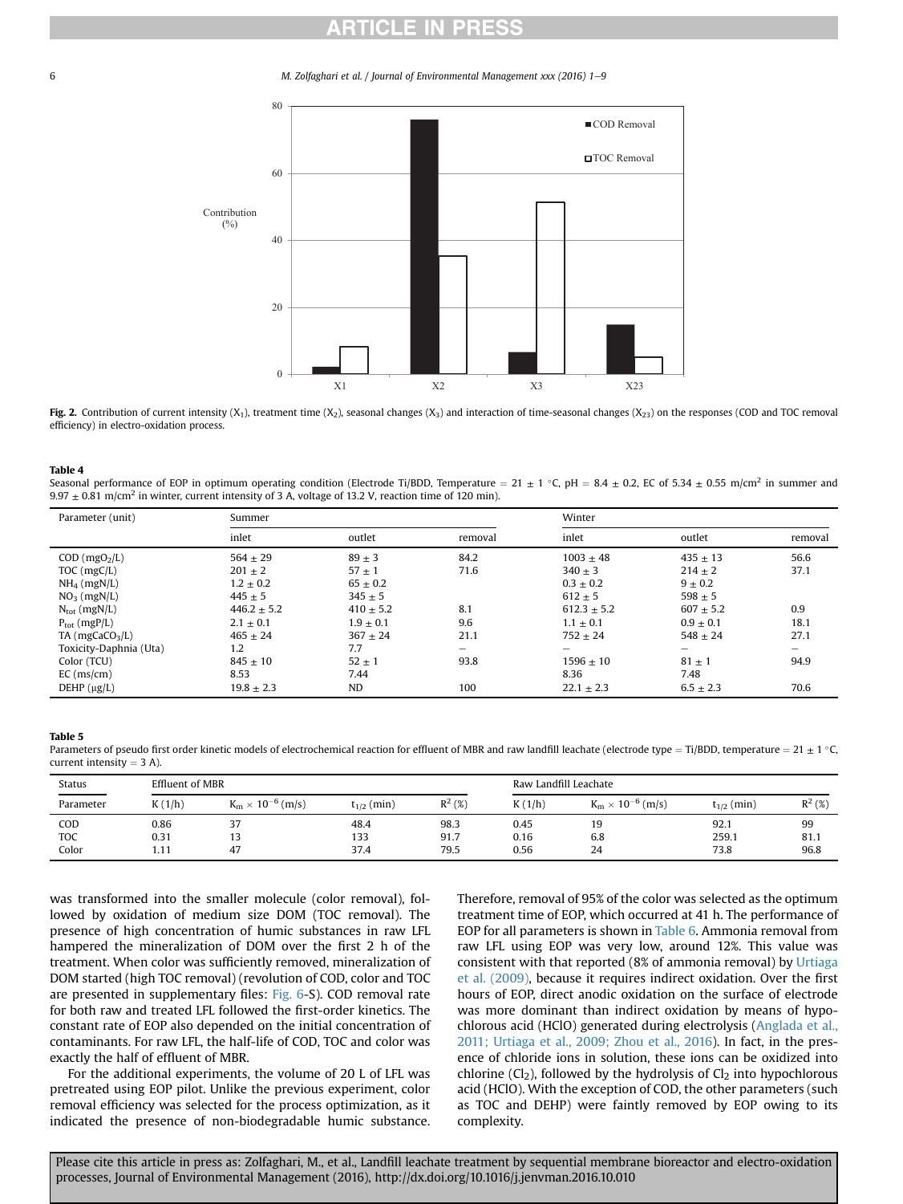**Fig. 2.** Contribution of current intensity ($X_1$), treatment time ($X_2$), seasonal changes ($X_3$) and interaction of time-seasonal changes ($X_{23}$) on the responses (COD and TOC removal efficiency) in electro-oxidation process.

**Table 4**
Seasonal performance of EOP in optimum operating condition (Electrode Ti/BDD, Temperature = 21 ± 1 °C, pH = 8.4 ± 0.2, EC of 5.34 ± 0.55 m/cm² in summer and 9.97 ± 0.81 m/cm² in winter, current intensity of 3 A, voltage of 13.2 V, reaction time of 120 min).

| Parameter (unit) | Summer | | | Winter | | |
|---|---|---|---|---|---|---|
| | inlet | outlet | removal | inlet | outlet | removal |
| COD ($mgO_2/L$) | 564 ± 29 | 89 ± 3 | 84.2 | 1003 ± 48 | 435 ± 13 | 56.6 |
| TOC (mgC/L) | 201 ± 2 | 57 ± 1 | 71.6 | 340 ± 3 | 214 ± 2 | 37.1 |
| $NH_4$ (mgN/L) | 1.2 ± 0.2 | 65 ± 0.2 | | 0.3 ± 0.2 | 9 ± 0.2 | |
| $NO_3$ (mgN/L) | 445 ± 5 | 345 ± 5 | | 612 ± 5 | 598 ± 5 | |
| $N_{tot}$ (mgN/L) | 446.2 ± 5.2 | 410 ± 5.2 | 8.1 | 612.3 ± 5.2 | 607 ± 5.2 | 0.9 |
| $P_{tot}$ (mgP/L) | 2.1 ± 0.1 | 1.9 ± 0.1 | 9.6 | 1.1 ± 0.1 | 0.9 ± 0.1 | 18.1 |
| TA ($mgCaCO_3/L$) | 465 ± 24 | 367 ± 24 | 21.1 | 752 ± 24 | 548 ± 24 | 27.1 |
| Toxicity-Daphnia (Uta) | 1.2 | 7.7 | – | – | – | – |
| Color (TCU) | 845 ± 10 | 52 ± 1 | 93.8 | 1596 ± 10 | 81 ± 1 | 94.9 |
| EC (ms/cm) | 8.53 | 7.44 | | 8.36 | 7.48 | |
| DEHP (μg/L) | 19.8 ± 2.3 | ND | 100 | 22.1 ± 2.3 | 6.5 ± 2.3 | 70.6 |

**Table 5**
Parameters of pseudo first order kinetic models of electrochemical reaction for effluent of MBR and raw landfill leachate (electrode type = Ti/BDD, temperature = 21 ± 1 °C, current intensity = 3 A).

| Status | Effluent of MBR | | | | Raw Landfill Leachate | | | |
|---|---|---|---|---|---|---|---|---|
| Parameter | K (1/h) | $K_m \times 10^{-6}$ (m/s) | $t_{1/2}$ (min) | $R^2$ (%) | K (1/h) | $K_m \times 10^{-6}$ (m/s) | $t_{1/2}$ (min) | $R^2$ (%) |
| COD | 0.86 | 37 | 48.4 | 98.3 | 0.45 | 19 | 92.1 | 99 |
| TOC | 0.31 | 13 | 133 | 91.7 | 0.16 | 6.8 | 259.1 | 81.1 |
| Color | 1.11 | 47 | 37.4 | 79.5 | 0.56 | 24 | 73.8 | 96.8 |

was transformed into the smaller molecule (color removal), followed by oxidation of medium size DOM (TOC removal). The presence of high concentration of humic substances in raw LFL hampered the mineralization of DOM over the first 2 h of the treatment. When color was sufficiently removed, mineralization of DOM started (high TOC removal) (revolution of COD, color and TOC are presented in supplementary files: Fig. 6-S). COD removal rate for both raw and treated LFL followed the first-order kinetics. The constant rate of EOP also depended on the initial concentration of contaminants. For raw LFL, the half-life of COD, TOC and color was exactly the half of effluent of MBR.

For the additional experiments, the volume of 20 L of LFL was pretreated using EOP pilot. Unlike the previous experiment, color removal efficiency was selected for the process optimization, as it indicated the presence of non-biodegradable humic substance. Therefore, removal of 95% of the color was selected as the optimum treatment time of EOP, which occurred at 41 h. The performance of EOP for all parameters is shown in Table 6. Ammonia removal from raw LFL using EOP was very low, around 12%. This value was consistent with that reported (8% of ammonia removal) by Urtiaga et al. (2009), because it requires indirect oxidation. Over the first hours of EOP, direct anodic oxidation on the surface of electrode was more dominant than indirect oxidation by means of hypochlorous acid (HClO) generated during electrolysis (Anglada et al., 2011; Urtiaga et al., 2009; Zhou et al., 2016). In fact, in the presence of chloride ions in solution, these ions can be oxidized into chlorine ($Cl_2$), followed by the hydrolysis of $Cl_2$ into hypochlorous acid (HClO). With the exception of COD, the other parameters (such as TOC and DEHP) were faintly removed by EOP owing to its complexity.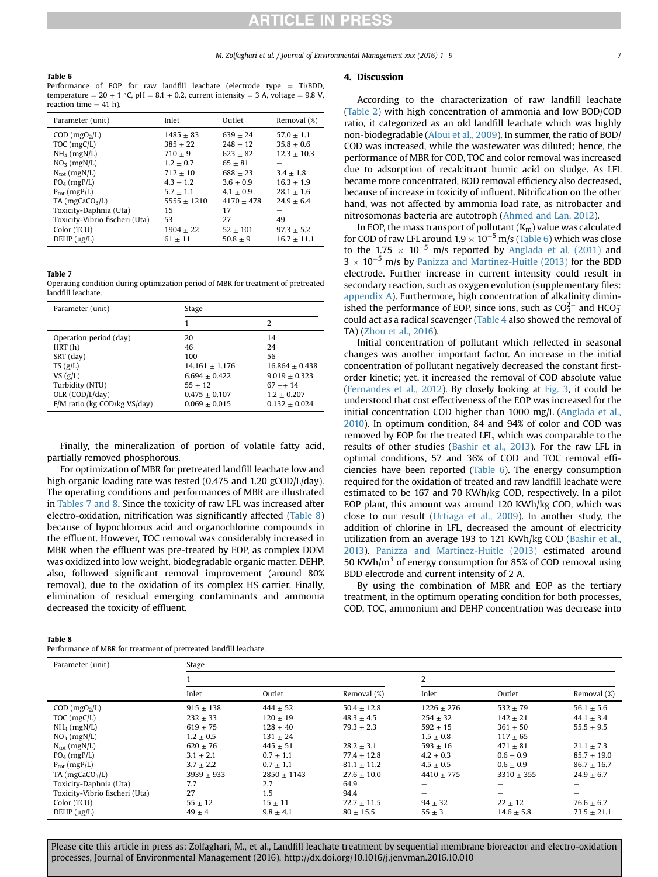**Table 6**
Performance of EOP for raw landfill leachate (electrode type = Ti/BDD, temperature = 20 ± 1 °C, pH = 8.1 ± 0.2, current intensity = 3 A, voltage = 9.8 V, reaction time = 41 h).

| Parameter (unit) | Inlet | Outlet | Removal (%) |
|---|---|---|---|
| COD ($mgO_2/L$) | 1485 ± 83 | 639 ± 24 | 57.0 ± 1.1 |
| TOC (mgC/L) | 385 ± 22 | 248 ± 12 | 35.8 ± 0.6 |
| $NH_4$ (mgN/L) | 710 ± 9 | 623 ± 82 | 12.3 ± 10.3 |
| $NO_3$ (mgN/L) | 1.2 ± 0.7 | 65 ± 81 | – |
| $N_{tot}$ (mgN/L) | 712 ± 10 | 688 ± 23 | 3.4 ± 1.8 |
| $PO_4$ (mgP/L) | 4.3 ± 1.2 | 3.6 ± 0.9 | 16.3 ± 1.9 |
| $P_{tot}$ (mgP/L) | 5.7 ± 1.1 | 4.1 ± 0.9 | 28.1 ± 1.6 |
| TA ($mgCaCO_3/L$) | 5555 ± 1210 | 4170 ± 478 | 24.9 ± 6.4 |
| Toxicity-Daphnia (Uta) | 15 | 17 | – |
| Toxicity-Vibrio fischeri (Uta) | 53 | 27 | 49 |
| Color (TCU) | 1904 ± 22 | 52 ± 101 | 97.3 ± 5.2 |
| DEHP (μg/L) | 61 ± 11 | 50.8 ± 9 | 16.7 ± 11.1 |

**Table 7**
Operating condition during optimization period of MBR for treatment of pretreated landfill leachate.

| Parameter (unit) | Stage | |
|---|---|---|
| | 1 | 2 |
| Operation period (day) | 20 | 14 |
| HRT (h) | 46 | 24 |
| SRT (day) | 100 | 56 |
| TS (g/L) | 14.161 ± 1.176 | 16.864 ± 0.438 |
| VS (g/L) | 6.694 ± 0.422 | 9.019 ± 0.323 |
| Turbidity (NTU) | 55 ± 12 | 67 ±± 14 |
| OLR (COD/L/day) | 0.475 ± 0.107 | 1.2 ± 0.207 |
| F/M ratio (kg COD/kg VS/day) | 0.069 ± 0.015 | 0.132 ± 0.024 |

Finally, the mineralization of portion of volatile fatty acid, partially removed phosphorous.

For optimization of MBR for pretreated landfill leachate low and high organic loading rate was tested (0.475 and 1.20 gCOD/L/day). The operating conditions and performances of MBR are illustrated in Tables 7 and 8. Since the toxicity of raw LFL was increased after electro-oxidation, nitrification was significantly affected (Table 8) because of hypochlorous acid and organochlorine compounds in the effluent. However, TOC removal was considerably increased in MBR when the effluent was pre-treated by EOP, as complex DOM was oxidized into low weight, biodegradable organic matter. DEHP, also, followed significant removal improvement (around 80% removal), due to the oxidation of its complex HS carrier. Finally, elimination of residual emerging contaminants and ammonia decreased the toxicity of effluent.

## 4. Discussion

According to the characterization of raw landfill leachate (Table 2) with high concentration of ammonia and low BOD/COD ratio, it categorized as an old landfill leachate which was highly non-biodegradable (Aloui et al., 2009). In summer, the ratio of BOD/COD was increased, while the wastewater was diluted; hence, the performance of MBR for COD, TOC and color removal was increased due to adsorption of recalcitrant humic acid on sludge. As LFL became more concentrated, BOD removal efficiency also decreased, because of increase in toxicity of influent. Nitrification on the other hand, was not affected by ammonia load rate, as nitrobacter and nitrosomonas bacteria are autotroph (Ahmed and Lan, 2012).

In EOP, the mass transport of pollutant ($K_m$) value was calculated for COD of raw LFL around $1.9 \times 10^{-5}$ m/s (Table 6) which was close to the $1.75 \times 10^{-5}$ m/s reported by Anglada et al. (2011) and $3 \times 10^{-5}$ m/s by Panizza and Martinez-Huitle (2013) for the BDD electrode. Further increase in current intensity could result in secondary reaction, such as oxygen evolution (supplementary files: appendix A). Furthermore, high concentration of alkalinity diminished the performance of EOP, since ions, such as $CO_3^{2-}$ and $HCO_3^-$ could act as a radical scavenger (Table 4 also showed the removal of TA) (Zhou et al., 2016).

Initial concentration of pollutant which reflected in seasonal changes was another important factor. An increase in the initial concentration of pollutant negatively decreased the constant first-order kinetic; yet, it increased the removal of COD absolute value (Fernandes et al., 2012). By closely looking at Fig. 3, it could be understood that cost effectiveness of the EOP was increased for the initial concentration COD higher than 1000 mg/L (Anglada et al., 2010). In optimum condition, 84 and 94% of color and COD was removed by EOP for the treated LFL, which was comparable to the results of other studies (Bashir et al., 2013). For the raw LFL in optimal conditions, 57 and 36% of COD and TOC removal efficiencies have been reported (Table 6). The energy consumption required for the oxidation of treated and raw landfill leachate were estimated to be 167 and 70 KWh/kg COD, respectively. In a pilot EOP plant, this amount was around 120 KWh/kg COD, which was close to our result (Urtiaga et al., 2009). In another study, the addition of chlorine in LFL, decreased the amount of electricity utilization from an average 193 to 121 KWh/kg COD (Bashir et al., 2013). Panizza and Martinez-Huitle (2013) estimated around 50 KWh/$m^3$ of energy consumption for 85% of COD removal using BDD electrode and current intensity of 2 A.

By using the combination of MBR and EOP as the tertiary treatment, in the optimum operating condition for both processes, COD, TOC, ammonium and DEHP concentration was decrease into

**Table 8**
Performance of MBR for treatment of pretreated landfill leachate.

| Parameter (unit) | Stage | | | | | |
|---|---|---|---|---|---|---|
| | 1 | | | 2 | | |
| | Inlet | Outlet | Removal (%) | Inlet | Outlet | Removal (%) |
| COD ($mgO_2/L$) | 915 ± 138 | 444 ± 52 | 50.4 ± 12.8 | 1226 ± 276 | 532 ± 79 | 56.1 ± 5.6 |
| TOC (mgC/L) | 232 ± 33 | 120 ± 19 | 48.3 ± 4.5 | 254 ± 32 | 142 ± 21 | 44.1 ± 3.4 |
| $NH_4$ (mgN/L) | 619 ± 75 | 128 ± 40 | 79.3 ± 2.3 | 592 ± 15 | 361 ± 50 | 55.5 ± 9.5 |
| $NO_3$ (mgN/L) | 1.2 ± 0.5 | 131 ± 24 | | 1.5 ± 0.8 | 117 ± 65 | |
| $N_{tot}$ (mgN/L) | 620 ± 76 | 445 ± 51 | 28.2 ± 3.1 | 593 ± 16 | 471 ± 81 | 21.1 ± 7.3 |
| $PO_4$ (mgP/L) | 3.1 ± 2.1 | 0.7 ± 1.1 | 77.4 ± 12.8 | 4.2 ± 0.3 | 0.6 ± 0.9 | 85.7 ± 19.0 |
| $P_{tot}$ (mgP/L) | 3.7 ± 2.2 | 0.7 ± 1.1 | 81.1 ± 11.2 | 4.5 ± 0.5 | 0.6 ± 0.9 | 86.7 ± 16.7 |
| TA ($mgCaCO_3/L$) | 3939 ± 933 | 2850 ± 1143 | 27.6 ± 10.0 | 4410 ± 775 | 3310 ± 355 | 24.9 ± 6.7 |
| Toxicity-Daphnia (Uta) | 7.7 | 2.7 | 64.9 | – | – | – |
| Toxicity-Vibrio fischeri (Uta) | 27 | 1.5 | 94.4 | – | – | – |
| Color (TCU) | 55 ± 12 | 15 ± 11 | 72.7 ± 11.5 | 94 ± 32 | 22 ± 12 | 76.6 ± 6.7 |
| DEHP (μg/L) | 49 ± 4 | 9.8 ± 4.1 | 80 ± 15.5 | 55 ± 3 | 14.6 ± 5.8 | 73.5 ± 21.1 |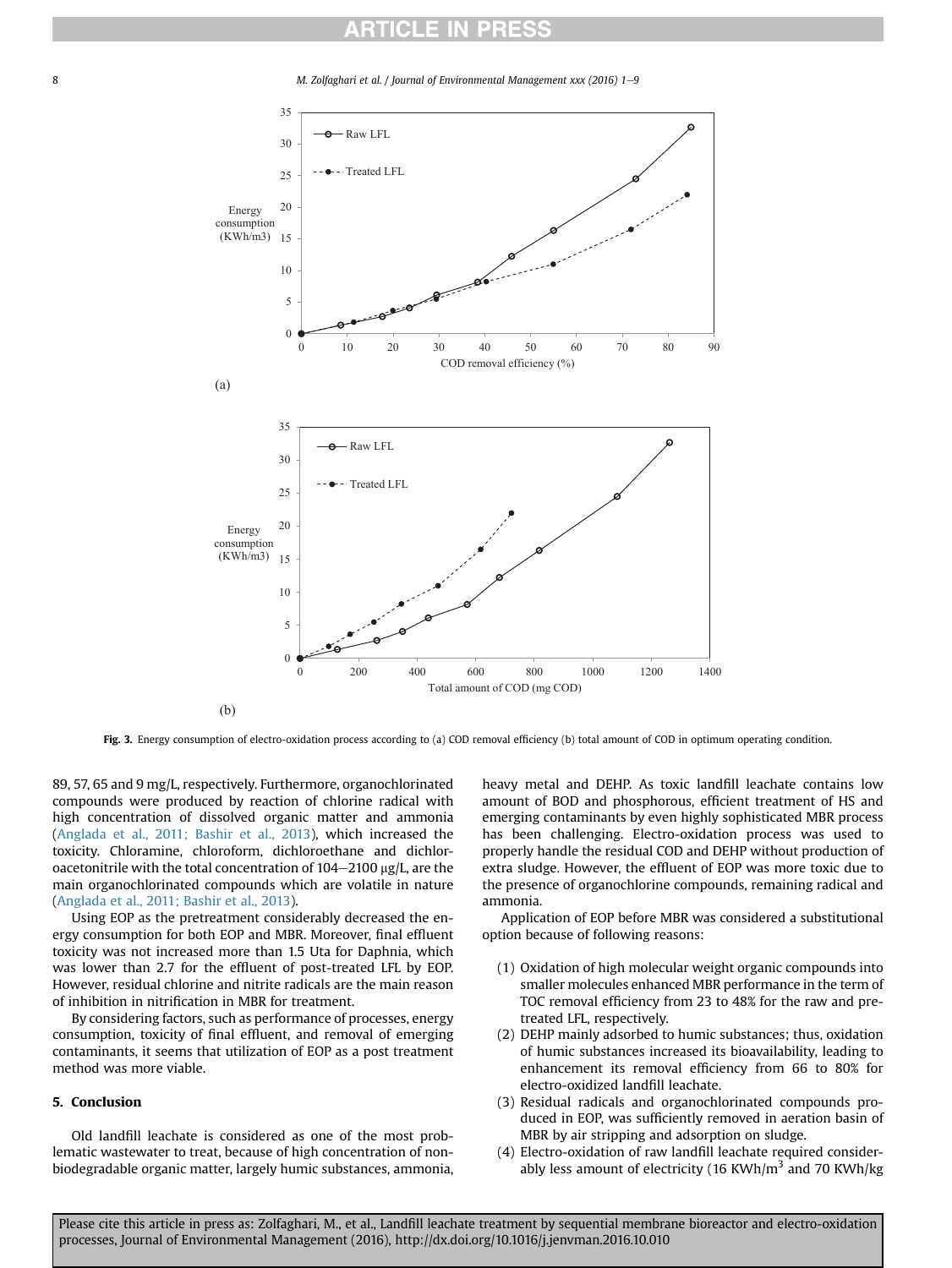Fig. 3. Energy consumption of electro-oxidation process according to (a) COD removal efficiency (b) total amount of COD in optimum operating condition.

89, 57, 65 and 9 mg/L, respectively. Furthermore, organochlorinated compounds were produced by reaction of chlorine radical with high concentration of dissolved organic matter and ammonia (Anglada et al., 2011; Bashir et al., 2013), which increased the toxicity. Chloramine, chloroform, dichloroethane and dichloroacetonitrile with the total concentration of 104–2100 μg/L, are the main organochlorinated compounds which are volatile in nature (Anglada et al., 2011; Bashir et al., 2013).

Using EOP as the pretreatment considerably decreased the energy consumption for both EOP and MBR. Moreover, final effluent toxicity was not increased more than 1.5 Uta for Daphnia, which was lower than 2.7 for the effluent of post-treated LFL by EOP. However, residual chlorine and nitrite radicals are the main reason of inhibition in nitrification in MBR for treatment.

By considering factors, such as performance of processes, energy consumption, toxicity of final effluent, and removal of emerging contaminants, it seems that utilization of EOP as a post treatment method was more viable.

## 5. Conclusion

Old landfill leachate is considered as one of the most problematic wastewater to treat, because of high concentration of non-biodegradable organic matter, largely humic substances, ammonia, heavy metal and DEHP. As toxic landfill leachate contains low amount of BOD and phosphorous, efficient treatment of HS and emerging contaminants by even highly sophisticated MBR process has been challenging. Electro-oxidation process was used to properly handle the residual COD and DEHP without production of extra sludge. However, the effluent of EOP was more toxic due to the presence of organochlorine compounds, remaining radical and ammonia.

Application of EOP before MBR was considered a substitutional option because of following reasons:

1. Oxidation of high molecular weight organic compounds into smaller molecules enhanced MBR performance in the term of TOC removal efficiency from 23 to 48% for the raw and pre-treated LFL, respectively.
2. DEHP mainly adsorbed to humic substances; thus, oxidation of humic substances increased its bioavailability, leading to enhancement its removal efficiency from 66 to 80% for electro-oxidized landfill leachate.
3. Residual radicals and organochlorinated compounds produced in EOP, was sufficiently removed in aeration basin of MBR by air stripping and adsorption on sludge.
4. Electro-oxidation of raw landfill leachate required considerably less amount of electricity (16 KWh/$m^3$ and 70 KWh/kg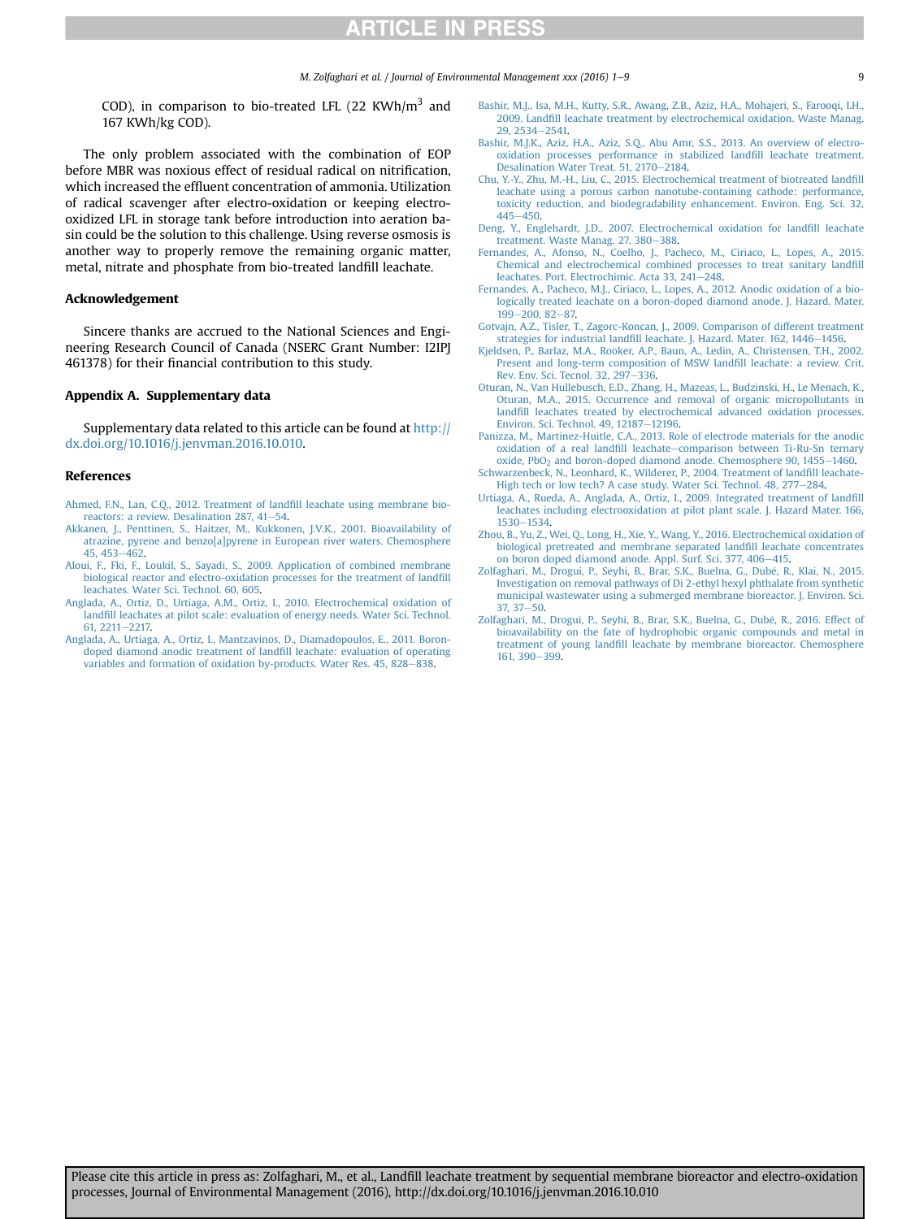COD), in comparison to bio-treated LFL (22 $KWh/m^3$ and 167 KWh/kg COD).

The only problem associated with the combination of EOP before MBR was noxious effect of residual radical on nitrification, which increased the effluent concentration of ammonia. Utilization of radical scavenger after electro-oxidation or keeping electro-oxidized LFL in storage tank before introduction into aeration basin could be the solution to this challenge. Using reverse osmosis is another way to properly remove the remaining organic matter, metal, nitrate and phosphate from bio-treated landfill leachate.

## Acknowledgement

Sincere thanks are accrued to the National Sciences and Engineering Research Council of Canada (NSERC Grant Number: I2IPJ 461378) for their financial contribution to this study.

## Appendix A. Supplementary data

Supplementary data related to this article can be found at http://dx.doi.org/10.1016/j.jenvman.2016.10.010.

## References

Ahmed, F.N., Lan, C.Q., 2012. Treatment of landfill leachate using membrane bioreactors: a review. Desalination 287, 41–54.

Akkanen, J., Penttinen, S., Haitzer, M., Kukkonen, J.V.K., 2001. Bioavailability of atrazine, pyrene and benzo[a]pyrene in European river waters. Chemosphere 45, 453–462.

Aloui, F., Fki, F., Loukil, S., Sayadi, S., 2009. Application of combined membrane biological reactor and electro-oxidation processes for the treatment of landfill leachates. Water Sci. Technol. 60, 605.

Anglada, A., Ortiz, D., Urtiaga, A.M., Ortiz, I., 2010. Electrochemical oxidation of landfill leachates at pilot scale: evaluation of energy needs. Water Sci. Technol. 61, 2211–2217.

Anglada, A., Urtiaga, A., Ortiz, I., Mantzavinos, D., Diamadopoulos, E., 2011. Boron-doped diamond anodic treatment of landfill leachate: evaluation of operating variables and formation of oxidation by-products. Water Res. 45, 828–838.

Bashir, M.J., Isa, M.H., Kutty, S.R., Awang, Z.B., Aziz, H.A., Mohajeri, S., Farooqi, I.H., 2009. Landfill leachate treatment by electrochemical oxidation. Waste Manag. 29, 2534–2541.

Bashir, M.J.K., Aziz, H.A., Aziz, S.Q., Abu Amr, S.S., 2013. An overview of electro-oxidation processes performance in stabilized landfill leachate treatment. Desalination Water Treat. 51, 2170–2184.

Chu, Y.-Y., Zhu, M.-H., Liu, C., 2015. Electrochemical treatment of biotreated landfill leachate using a porous carbon nanotube-containing cathode: performance, toxicity reduction, and biodegradability enhancement. Environ. Eng. Sci. 32, 445–450.

Deng, Y., Englehardt, J.D., 2007. Electrochemical oxidation for landfill leachate treatment. Waste Manag. 27, 380–388.

Fernandes, A., Afonso, N., Coelho, J., Pacheco, M., Ciriaco, L., Lopes, A., 2015. Chemical and electrochemical combined processes to treat sanitary landfill leachates. Port. Electrochimic. Acta 33, 241–248.

Fernandes, A., Pacheco, M.J., Ciriaco, L., Lopes, A., 2012. Anodic oxidation of a biologically treated leachate on a boron-doped diamond anode. J. Hazard. Mater. 199–200, 82–87.

Gotvajn, A.Z., Tisler, T., Zagorc-Koncan, J., 2009. Comparison of different treatment strategies for industrial landfill leachate. J. Hazard. Mater. 162, 1446–1456.

Kjeldsen, P., Barlaz, M.A., Rooker, A.P., Baun, A., Ledin, A., Christensen, T.H., 2002. Present and long-term composition of MSW landfill leachate: a review. Crit. Rev. Env. Sci. Tecnol. 32, 297–336.

Oturan, N., Van Hullebusch, E.D., Zhang, H., Mazeas, L., Budzinski, H., Le Menach, K., Oturan, M.A., 2015. Occurrence and removal of organic micropollutants in landfill leachates treated by electrochemical advanced oxidation processes. Environ. Sci. Technol. 49, 12187–12196.

Panizza, M., Martinez-Huitle, C.A., 2013. Role of electrode materials for the anodic oxidation of a real landfill leachate—comparison between Ti-Ru-Sn ternary oxide, $PbO_2$ and boron-doped diamond anode. Chemosphere 90, 1455–1460.

Schwarzenbeck, N., Leonhard, K., Wilderer, P., 2004. Treatment of landfill leachate-High tech or low tech? A case study. Water Sci. Technol. 48, 277–284.

Urtiaga, A., Rueda, A., Anglada, A., Ortiz, I., 2009. Integrated treatment of landfill leachates including electrooxidation at pilot plant scale. J. Hazard Mater. 166, 1530–1534.

Zhou, B., Yu, Z., Wei, Q., Long, H., Xie, Y., Wang, Y., 2016. Electrochemical oxidation of biological pretreated and membrane separated landfill leachate concentrates on boron doped diamond anode. Appl. Surf. Sci. 377, 406–415.

Zolfaghari, M., Drogui, P., Seyhi, B., Brar, S.K., Buelna, G., Dubé, R., Klai, N., 2015. Investigation on removal pathways of Di 2-ethyl hexyl phthalate from synthetic municipal wastewater using a submerged membrane bioreactor. J. Environ. Sci. 37, 37–50.

Zolfaghari, M., Drogui, P., Seyhi, B., Brar, S.K., Buelna, G., Dubé, R., 2016. Effect of bioavailability on the fate of hydrophobic organic compounds and metal in treatment of young landfill leachate by membrane bioreactor. Chemosphere 161, 390–399.